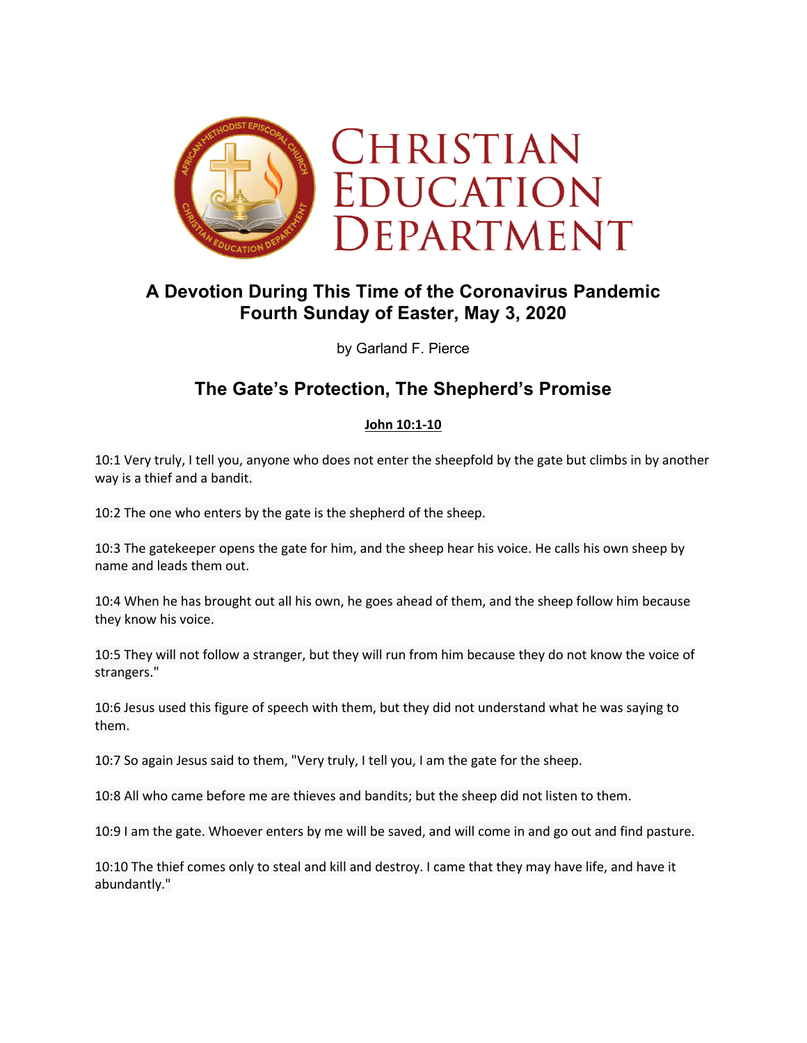# Christian Education Department

## A Devotion During This Time of the Coronavirus Pandemic
## Fourth Sunday of Easter, May 3, 2020

by Garland F. Pierce

## The Gate's Protection, The Shepherd's Promise

**John 10:1-10**

10:1 Very truly, I tell you, anyone who does not enter the sheepfold by the gate but climbs in by another way is a thief and a bandit.

10:2 The one who enters by the gate is the shepherd of the sheep.

10:3 The gatekeeper opens the gate for him, and the sheep hear his voice. He calls his own sheep by name and leads them out.

10:4 When he has brought out all his own, he goes ahead of them, and the sheep follow him because they know his voice.

10:5 They will not follow a stranger, but they will run from him because they do not know the voice of strangers."

10:6 Jesus used this figure of speech with them, but they did not understand what he was saying to them.

10:7 So again Jesus said to them, "Very truly, I tell you, I am the gate for the sheep.

10:8 All who came before me are thieves and bandits; but the sheep did not listen to them.

10:9 I am the gate. Whoever enters by me will be saved, and will come in and go out and find pasture.

10:10 The thief comes only to steal and kill and destroy. I came that they may have life, and have it abundantly."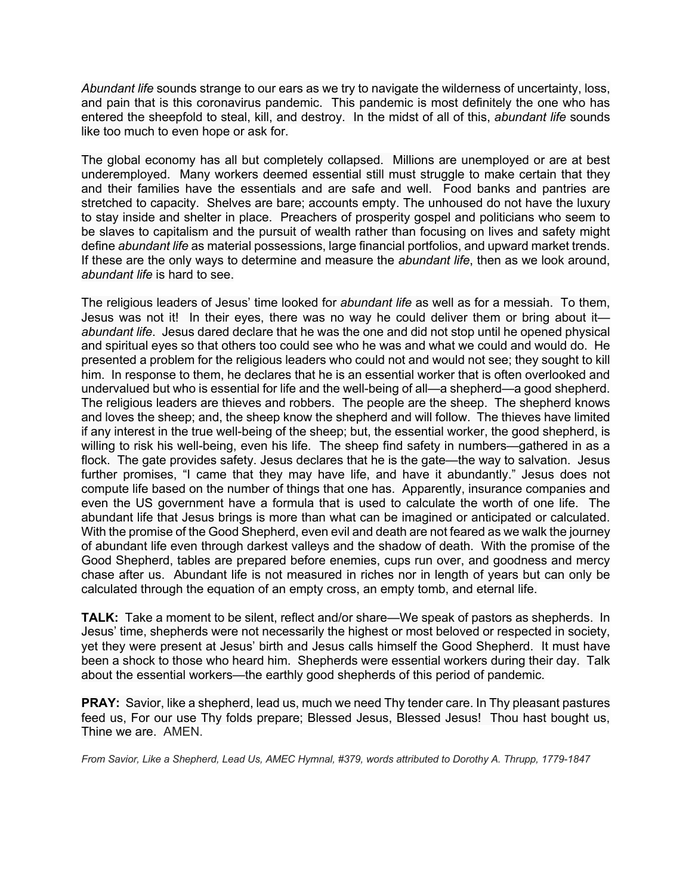*Abundant life* sounds strange to our ears as we try to navigate the wilderness of uncertainty, loss, and pain that is this coronavirus pandemic. This pandemic is most definitely the one who has entered the sheepfold to steal, kill, and destroy. In the midst of all of this, *abundant life* sounds like too much to even hope or ask for.

The global economy has all but completely collapsed. Millions are unemployed or are at best underemployed. Many workers deemed essential still must struggle to make certain that they and their families have the essentials and are safe and well. Food banks and pantries are stretched to capacity. Shelves are bare; accounts empty. The unhoused do not have the luxury to stay inside and shelter in place. Preachers of prosperity gospel and politicians who seem to be slaves to capitalism and the pursuit of wealth rather than focusing on lives and safety might define *abundant life* as material possessions, large financial portfolios, and upward market trends. If these are the only ways to determine and measure the *abundant life*, then as we look around, *abundant life* is hard to see.

The religious leaders of Jesus' time looked for *abundant life* as well as for a messiah. To them, Jesus was not it! In their eyes, there was no way he could deliver them or bring about it—*abundant life*. Jesus dared declare that he was the one and did not stop until he opened physical and spiritual eyes so that others too could see who he was and what we could and would do. He presented a problem for the religious leaders who could not and would not see; they sought to kill him. In response to them, he declares that he is an essential worker that is often overlooked and undervalued but who is essential for life and the well-being of all—a shepherd—a good shepherd. The religious leaders are thieves and robbers. The people are the sheep. The shepherd knows and loves the sheep; and, the sheep know the shepherd and will follow. The thieves have limited if any interest in the true well-being of the sheep; but, the essential worker, the good shepherd, is willing to risk his well-being, even his life. The sheep find safety in numbers—gathered in as a flock. The gate provides safety. Jesus declares that he is the gate—the way to salvation. Jesus further promises, "I came that they may have life, and have it abundantly." Jesus does not compute life based on the number of things that one has. Apparently, insurance companies and even the US government have a formula that is used to calculate the worth of one life. The abundant life that Jesus brings is more than what can be imagined or anticipated or calculated. With the promise of the Good Shepherd, even evil and death are not feared as we walk the journey of abundant life even through darkest valleys and the shadow of death. With the promise of the Good Shepherd, tables are prepared before enemies, cups run over, and goodness and mercy chase after us. Abundant life is not measured in riches nor in length of years but can only be calculated through the equation of an empty cross, an empty tomb, and eternal life.

**TALK:** Take a moment to be silent, reflect and/or share—We speak of pastors as shepherds. In Jesus' time, shepherds were not necessarily the highest or most beloved or respected in society, yet they were present at Jesus' birth and Jesus calls himself the Good Shepherd. It must have been a shock to those who heard him. Shepherds were essential workers during their day. Talk about the essential workers—the earthly good shepherds of this period of pandemic.

**PRAY:** Savior, like a shepherd, lead us, much we need Thy tender care. In Thy pleasant pastures feed us, For our use Thy folds prepare; Blessed Jesus, Blessed Jesus! Thou hast bought us, Thine we are. AMEN.

*From Savior, Like a Shepherd, Lead Us, AMEC Hymnal, #379, words attributed to Dorothy A. Thrupp, 1779-1847*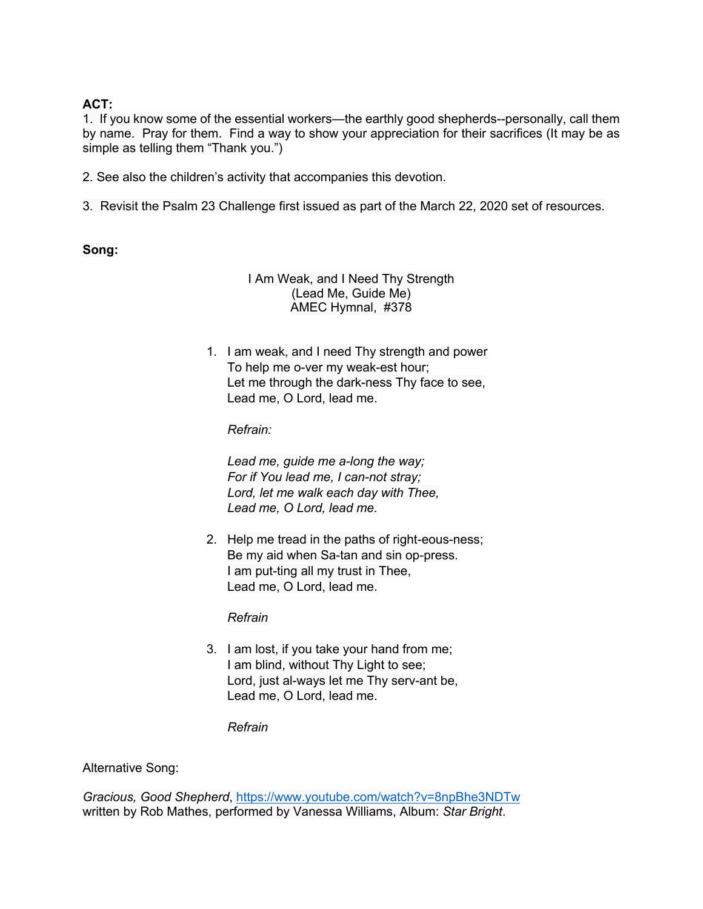**ACT:**

1. If you know some of the essential workers—the earthly good shepherds--personally, call them by name. Pray for them. Find a way to show your appreciation for their sacrifices (It may be as simple as telling them "Thank you.")

2. See also the children's activity that accompanies this devotion.

3. Revisit the Psalm 23 Challenge first issued as part of the March 22, 2020 set of resources.

**Song:**

I Am Weak, and I Need Thy Strength
(Lead Me, Guide Me)
AMEC Hymnal, #378

1. I am weak, and I need Thy strength and power
   To help me o-ver my weak-est hour;
   Let me through the dark-ness Thy face to see,
   Lead me, O Lord, lead me.

   *Refrain:*

   *Lead me, guide me a-long the way;*
   *For if You lead me, I can-not stray;*
   *Lord, let me walk each day with Thee,*
   *Lead me, O Lord, lead me.*

2. Help me tread in the paths of right-eous-ness;
   Be my aid when Sa-tan and sin op-press.
   I am put-ting all my trust in Thee,
   Lead me, O Lord, lead me.

   *Refrain*

3. I am lost, if you take your hand from me;
   I am blind, without Thy Light to see;
   Lord, just al-ways let me Thy serv-ant be,
   Lead me, O Lord, lead me.

   *Refrain*

Alternative Song:

*Gracious, Good Shepherd*, https://www.youtube.com/watch?v=8npBhe3NDTw
written by Rob Mathes, performed by Vanessa Williams, Album: *Star Bright*.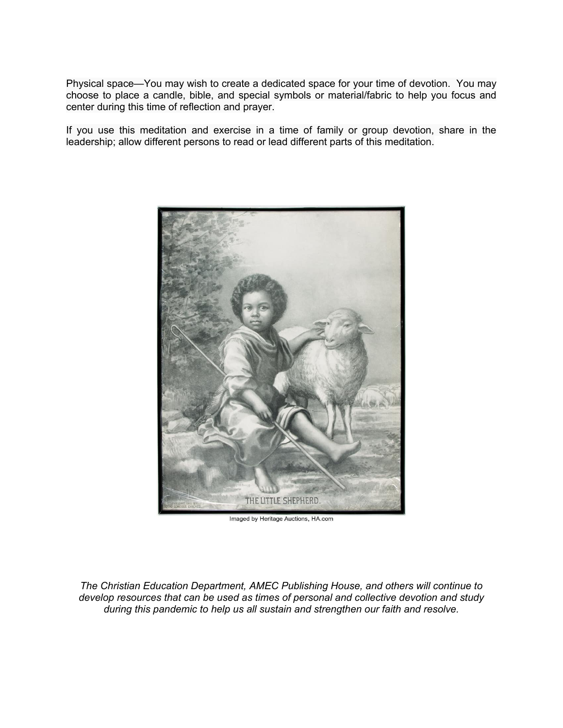Physical space—You may wish to create a dedicated space for your time of devotion. You may choose to place a candle, bible, and special symbols or material/fabric to help you focus and center during this time of reflection and prayer.

If you use this meditation and exercise in a time of family or group devotion, share in the leadership; allow different persons to read or lead different parts of this meditation.

Imaged by Heritage Auctions, HA.com

*The Christian Education Department, AMEC Publishing House, and others will continue to develop resources that can be used as times of personal and collective devotion and study during this pandemic to help us all sustain and strengthen our faith and resolve.*